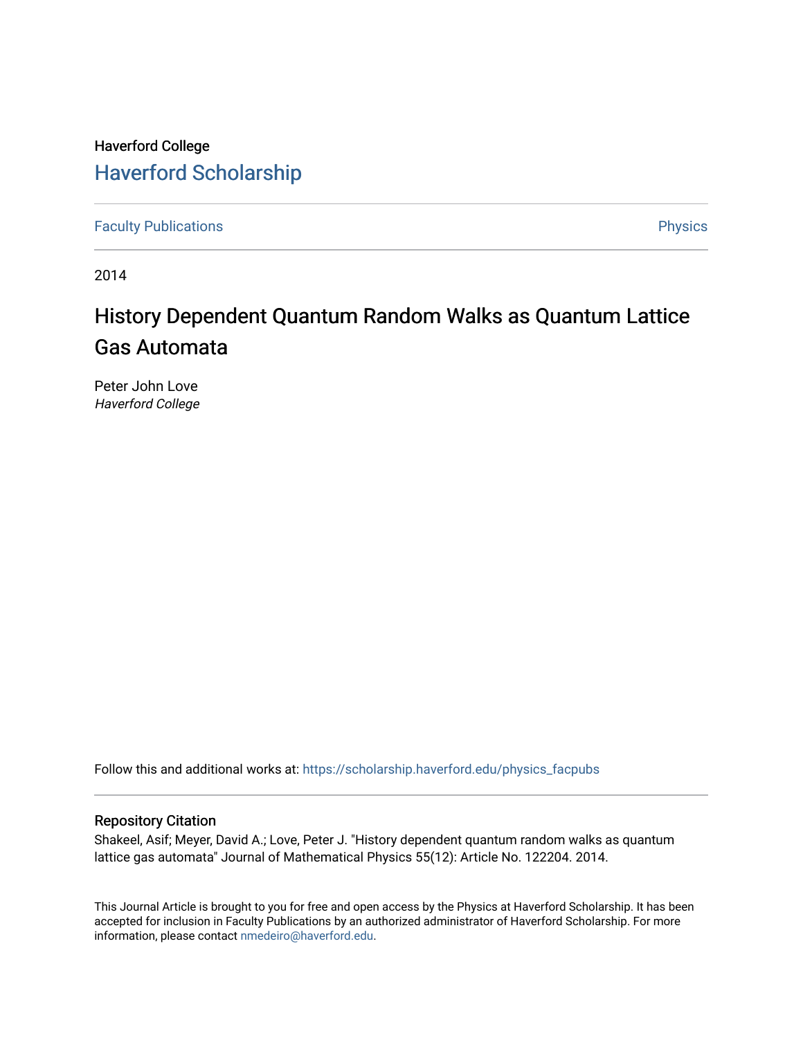Haverford College

# Haverford Scholarship

Faculty Publications

Physics

2014

## History Dependent Quantum Random Walks as Quantum Lattice Gas Automata

Peter John Love
*Haverford College*

Follow this and additional works at: https://scholarship.haverford.edu/physics_facpubs

### Repository Citation

Shakeel, Asif; Meyer, David A.; Love, Peter J. "History dependent quantum random walks as quantum lattice gas automata" Journal of Mathematical Physics 55(12): Article No. 122204. 2014.

This Journal Article is brought to you for free and open access by the Physics at Haverford Scholarship. It has been accepted for inclusion in Faculty Publications by an authorized administrator of Haverford Scholarship. For more information, please contact nmedeiro@haverford.edu.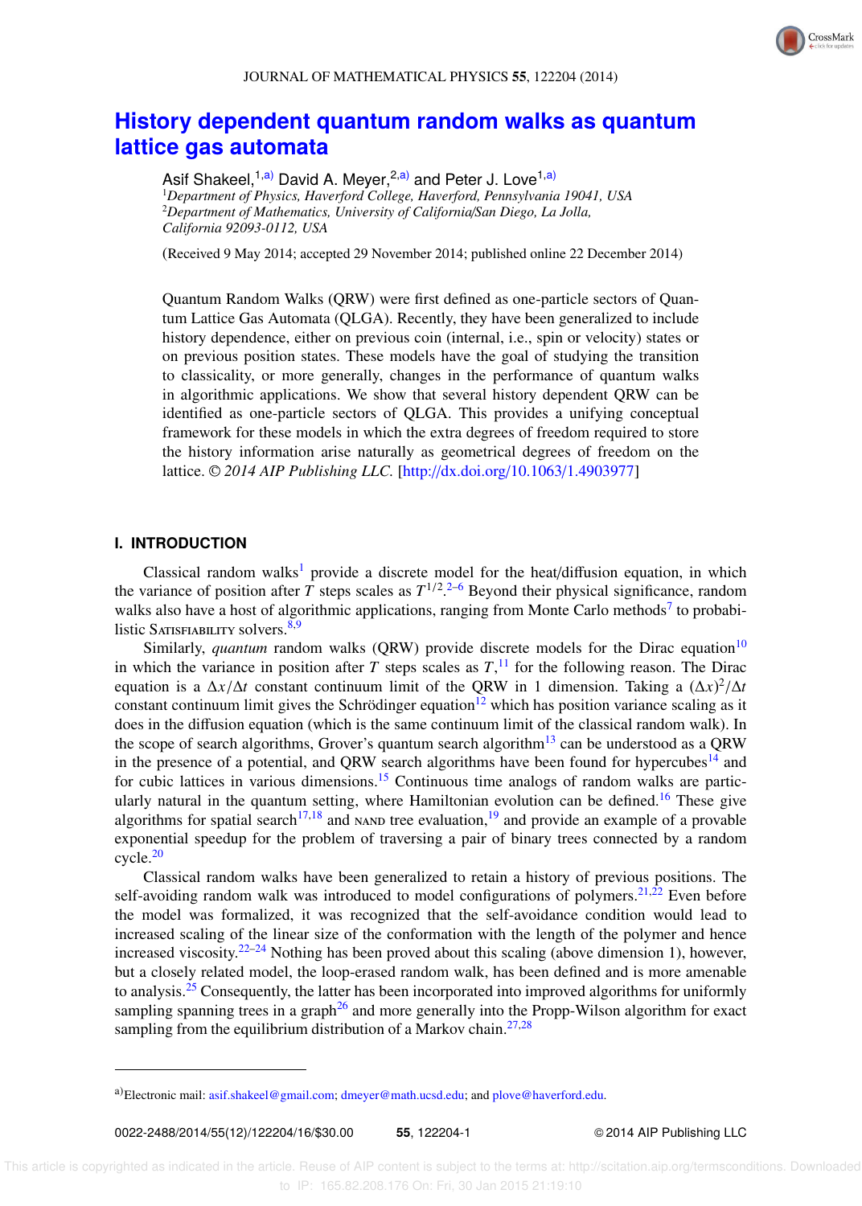# History dependent quantum random walks as quantum lattice gas automata

Asif Shakeel,[1,a)] David A. Meyer,[2,a)] and Peter J. Love[1,a)]

[1]*Department of Physics, Haverford College, Haverford, Pennsylvania 19041, USA*
[2]*Department of Mathematics, University of California/San Diego, La Jolla, California 92093-0112, USA*

(Received 9 May 2014; accepted 29 November 2014; published online 22 December 2014)

Quantum Random Walks (QRW) were first defined as one-particle sectors of Quantum Lattice Gas Automata (QLGA). Recently, they have been generalized to include history dependence, either on previous coin (internal, i.e., spin or velocity) states or on previous position states. These models have the goal of studying the transition to classicality, or more generally, changes in the performance of quantum walks in algorithmic applications. We show that several history dependent QRW can be identified as one-particle sectors of QLGA. This provides a unifying conceptual framework for these models in which the extra degrees of freedom required to store the history information arise naturally as geometrical degrees of freedom on the lattice. *© 2014 AIP Publishing LLC.* [http://dx.doi.org/10.1063/1.4903977]

## I. INTRODUCTION

Classical random walks[1] provide a discrete model for the heat/diffusion equation, in which the variance of position after $T$ steps scales as $T^{1/2}$.[2–6] Beyond their physical significance, random walks also have a host of algorithmic applications, ranging from Monte Carlo methods[7] to probabilistic SATISFIABILITY solvers.[8,9]

Similarly, *quantum* random walks (QRW) provide discrete models for the Dirac equation[10] in which the variance in position after $T$ steps scales as $T$,[11] for the following reason. The Dirac equation is a $\Delta x/\Delta t$ constant continuum limit of the QRW in 1 dimension. Taking a $(\Delta x)^2/\Delta t$ constant continuum limit gives the Schrödinger equation[12] which has position variance scaling as it does in the diffusion equation (which is the same continuum limit of the classical random walk). In the scope of search algorithms, Grover's quantum search algorithm[13] can be understood as a QRW in the presence of a potential, and QRW search algorithms have been found for hypercubes[14] and for cubic lattices in various dimensions.[15] Continuous time analogs of random walks are particularly natural in the quantum setting, where Hamiltonian evolution can be defined.[16] These give algorithms for spatial search[17,18] and NAND tree evaluation,[19] and provide an example of a provable exponential speedup for the problem of traversing a pair of binary trees connected by a random cycle.[20]

Classical random walks have been generalized to retain a history of previous positions. The self-avoiding random walk was introduced to model configurations of polymers.[21,22] Even before the model was formalized, it was recognized that the self-avoidance condition would lead to increased scaling of the linear size of the conformation with the length of the polymer and hence increased viscosity.[22–24] Nothing has been proved about this scaling (above dimension 1), however, but a closely related model, the loop-erased random walk, has been defined and is more amenable to analysis.[25] Consequently, the latter has been incorporated into improved algorithms for uniformly sampling spanning trees in a graph[26] and more generally into the Propp-Wilson algorithm for exact sampling from the equilibrium distribution of a Markov chain.[27,28]

---

[a)]Electronic mail: asif.shakeel@gmail.com; dmeyer@math.ucsd.edu; and plove@haverford.edu.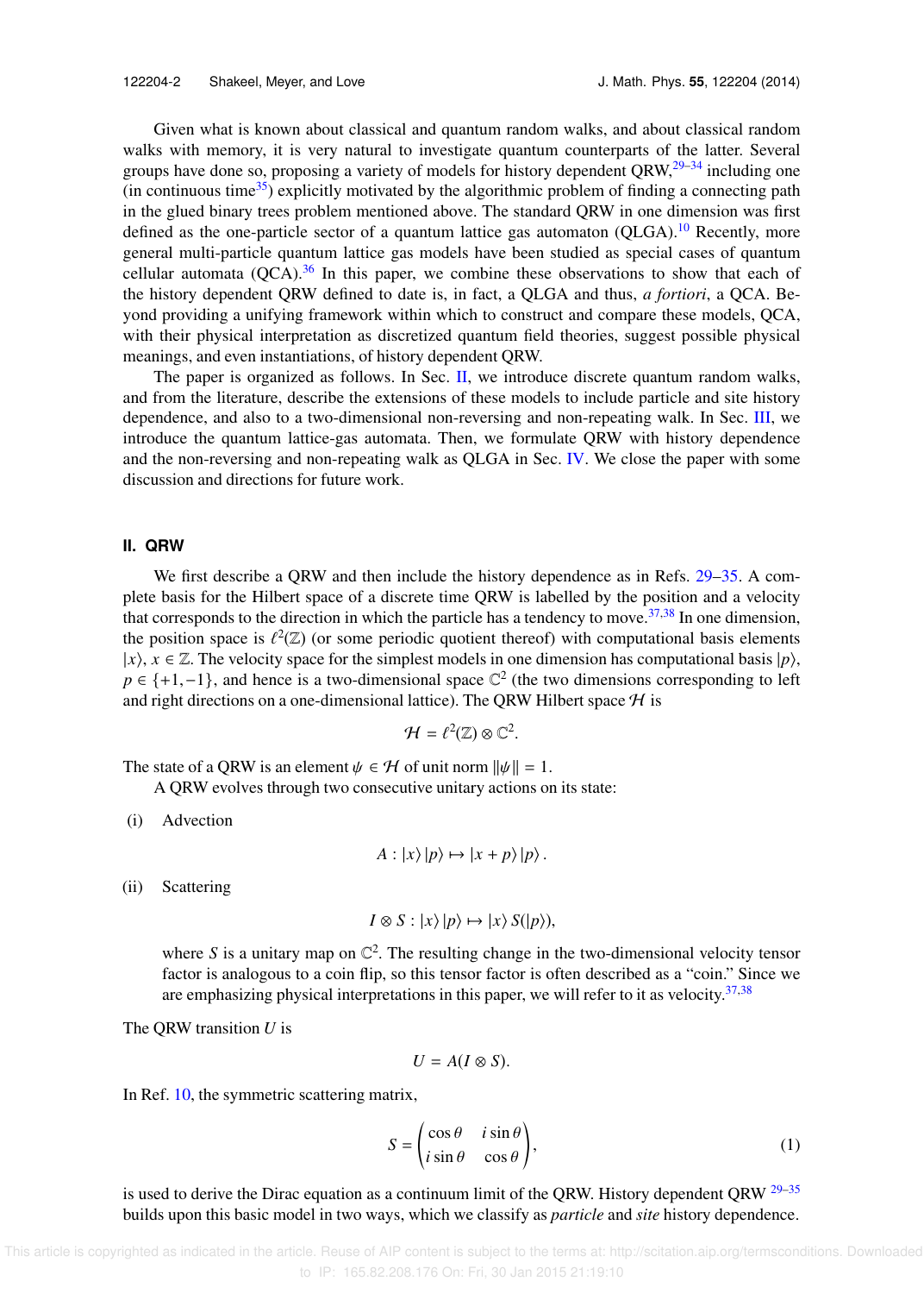Given what is known about classical and quantum random walks, and about classical random walks with memory, it is very natural to investigate quantum counterparts of the latter. Several groups have done so, proposing a variety of models for history dependent QRW,[29–34] including one (in continuous time[35]) explicitly motivated by the algorithmic problem of finding a connecting path in the glued binary trees problem mentioned above. The standard QRW in one dimension was first defined as the one-particle sector of a quantum lattice gas automaton (QLGA).[10] Recently, more general multi-particle quantum lattice gas models have been studied as special cases of quantum cellular automata (QCA).[36] In this paper, we combine these observations to show that each of the history dependent QRW defined to date is, in fact, a QLGA and thus, *a fortiori*, a QCA. Beyond providing a unifying framework within which to construct and compare these models, QCA, with their physical interpretation as discretized quantum field theories, suggest possible physical meanings, and even instantiations, of history dependent QRW.

The paper is organized as follows. In Sec. II, we introduce discrete quantum random walks, and from the literature, describe the extensions of these models to include particle and site history dependence, and also to a two-dimensional non-reversing and non-repeating walk. In Sec. III, we introduce the quantum lattice-gas automata. Then, we formulate QRW with history dependence and the non-reversing and non-repeating walk as QLGA in Sec. IV. We close the paper with some discussion and directions for future work.

## II. QRW

We first describe a QRW and then include the history dependence as in Refs. 29–35. A complete basis for the Hilbert space of a discrete time QRW is labelled by the position and a velocity that corresponds to the direction in which the particle has a tendency to move.[37,38] In one dimension, the position space is $\ell^2(\mathbb{Z})$ (or some periodic quotient thereof) with computational basis elements $|x\rangle$, $x \in \mathbb{Z}$. The velocity space for the simplest models in one dimension has computational basis $|p\rangle$, $p \in \{+1, -1\}$, and hence is a two-dimensional space $\mathbb{C}^2$ (the two dimensions corresponding to left and right directions on a one-dimensional lattice). The QRW Hilbert space $\mathcal{H}$ is

$$\mathcal{H} = \ell^2(\mathbb{Z}) \otimes \mathbb{C}^2.$$

The state of a QRW is an element $\psi \in \mathcal{H}$ of unit norm $\|\psi\| = 1$.

A QRW evolves through two consecutive unitary actions on its state:

(i) Advection

$$A : |x\rangle\,|p\rangle \mapsto |x + p\rangle\,|p\rangle\,.$$

(ii) Scattering

$$I \otimes S : |x\rangle\,|p\rangle \mapsto |x\rangle\, S(|p\rangle),$$

where $S$ is a unitary map on $\mathbb{C}^2$. The resulting change in the two-dimensional velocity tensor factor is analogous to a coin flip, so this tensor factor is often described as a "coin." Since we are emphasizing physical interpretations in this paper, we will refer to it as velocity.[37,38]

The QRW transition $U$ is

$$U = A(I \otimes S).$$

In Ref. 10, the symmetric scattering matrix,

$$S = \begin{pmatrix} \cos\theta & i\sin\theta \\ i\sin\theta & \cos\theta \end{pmatrix}, \tag{1}$$

is used to derive the Dirac equation as a continuum limit of the QRW. History dependent QRW [29–35] builds upon this basic model in two ways, which we classify as *particle* and *site* history dependence.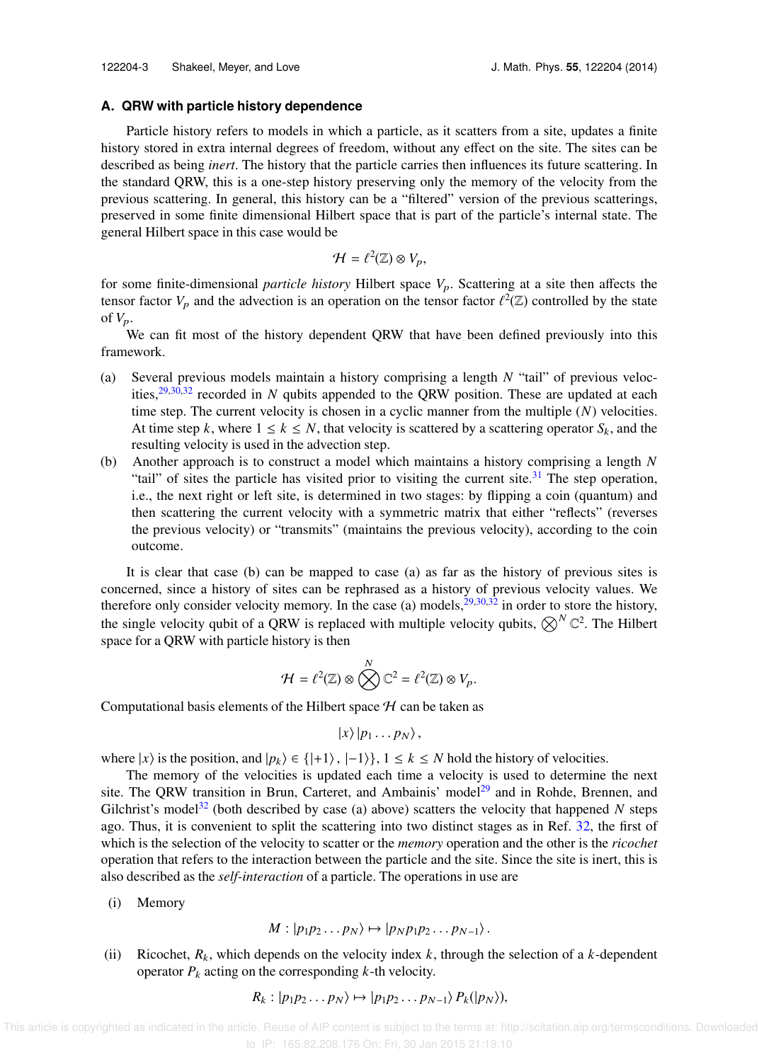### A. QRW with particle history dependence

Particle history refers to models in which a particle, as it scatters from a site, updates a finite history stored in extra internal degrees of freedom, without any effect on the site. The sites can be described as being *inert*. The history that the particle carries then influences its future scattering. In the standard QRW, this is a one-step history preserving only the memory of the velocity from the previous scattering. In general, this history can be a "filtered" version of the previous scatterings, preserved in some finite dimensional Hilbert space that is part of the particle's internal state. The general Hilbert space in this case would be

$$\mathcal{H} = \ell^2(\mathbb{Z}) \otimes V_p,$$

for some finite-dimensional *particle history* Hilbert space $V_p$. Scattering at a site then affects the tensor factor $V_p$ and the advection is an operation on the tensor factor $\ell^2(\mathbb{Z})$ controlled by the state of $V_p$.

We can fit most of the history dependent QRW that have been defined previously into this framework.

(a) Several previous models maintain a history comprising a length $N$ "tail" of previous velocities,[29,30,32] recorded in $N$ qubits appended to the QRW position. These are updated at each time step. The current velocity is chosen in a cyclic manner from the multiple ($N$) velocities. At time step $k$, where $1 \leq k \leq N$, that velocity is scattered by a scattering operator $S_k$, and the resulting velocity is used in the advection step.

(b) Another approach is to construct a model which maintains a history comprising a length $N$ "tail" of sites the particle has visited prior to visiting the current site.[31] The step operation, i.e., the next right or left site, is determined in two stages: by flipping a coin (quantum) and then scattering the current velocity with a symmetric matrix that either "reflects" (reverses the previous velocity) or "transmits" (maintains the previous velocity), according to the coin outcome.

It is clear that case (b) can be mapped to case (a) as far as the history of previous sites is concerned, since a history of sites can be rephrased as a history of previous velocity values. We therefore only consider velocity memory. In the case (a) models,[29,30,32] in order to store the history, the single velocity qubit of a QRW is replaced with multiple velocity qubits, $\bigotimes^N \mathbb{C}^2$. The Hilbert space for a QRW with particle history is then

$$\mathcal{H} = \ell^2(\mathbb{Z}) \otimes \bigotimes^N \mathbb{C}^2 = \ell^2(\mathbb{Z}) \otimes V_p.$$

Computational basis elements of the Hilbert space $\mathcal{H}$ can be taken as

$$|x\rangle\, |p_1 \ldots p_N\rangle\,,$$

where $|x\rangle$ is the position, and $|p_k\rangle \in \{|+1\rangle\,, |-1\rangle\}$, $1 \leq k \leq N$ hold the history of velocities.

The memory of the velocities is updated each time a velocity is used to determine the next site. The QRW transition in Brun, Carteret, and Ambainis' model[29] and in Rohde, Brennen, and Gilchrist's model[32] (both described by case (a) above) scatters the velocity that happened $N$ steps ago. Thus, it is convenient to split the scattering into two distinct stages as in Ref. 32, the first of which is the selection of the velocity to scatter or the *memory* operation and the other is the *ricochet* operation that refers to the interaction between the particle and the site. Since the site is inert, this is also described as the *self-interaction* of a particle. The operations in use are

(i) Memory

$$M : |p_1 p_2 \ldots p_N\rangle \mapsto |p_N p_1 p_2 \ldots p_{N-1}\rangle\,.$$

(ii) Ricochet, $R_k$, which depends on the velocity index $k$, through the selection of a $k$-dependent operator $P_k$ acting on the corresponding $k$-th velocity.

$$R_k : |p_1 p_2 \ldots p_N\rangle \mapsto |p_1 p_2 \ldots p_{N-1}\rangle\, P_k(|p_N\rangle),$$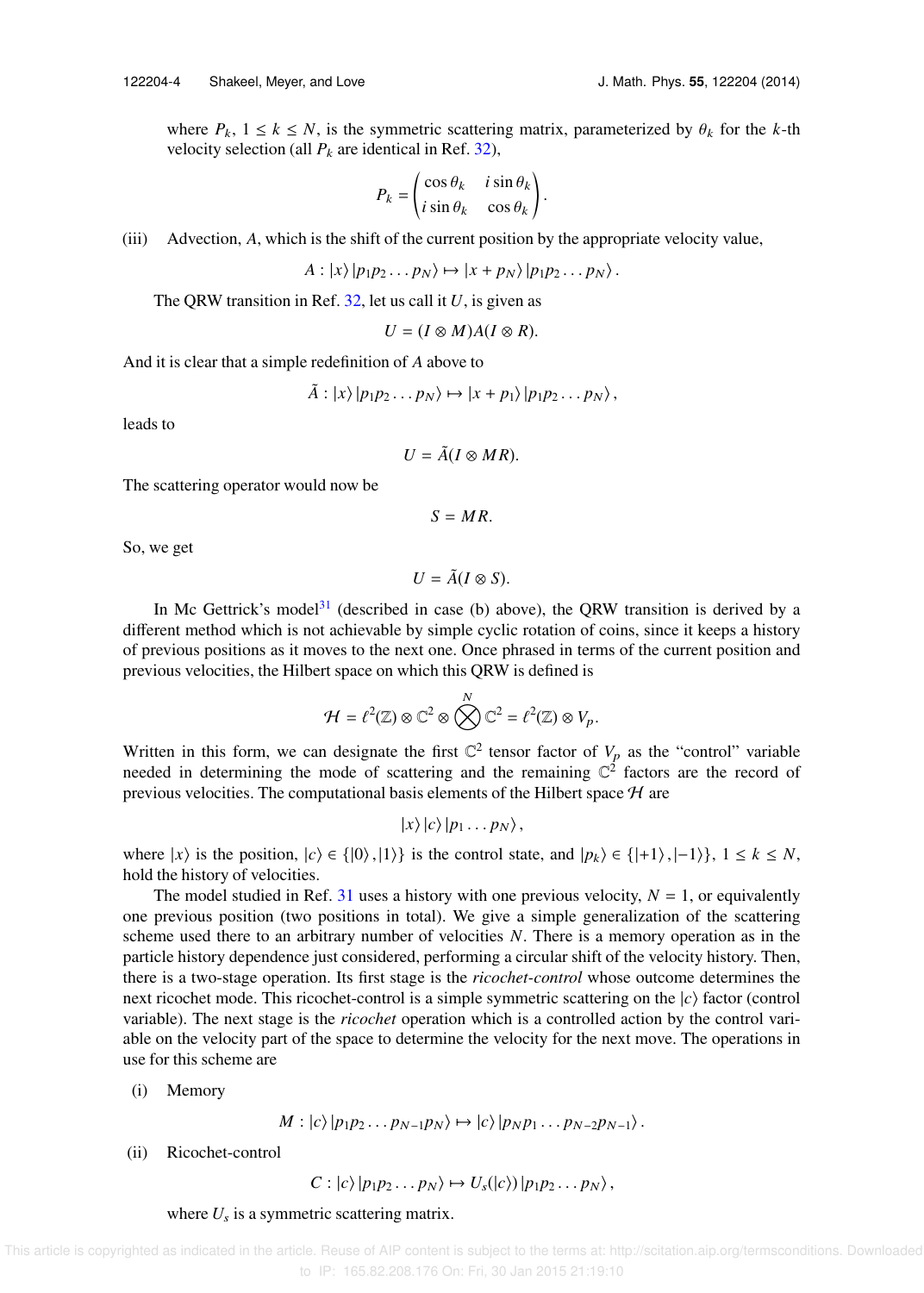where $P_k$, $1 \leq k \leq N$, is the symmetric scattering matrix, parameterized by $\theta_k$ for the $k$-th velocity selection (all $P_k$ are identical in Ref. 32),

$$P_k = \begin{pmatrix} \cos\theta_k & i\sin\theta_k \\ i\sin\theta_k & \cos\theta_k \end{pmatrix}.$$

(iii) Advection, $A$, which is the shift of the current position by the appropriate velocity value,

$$A : |x\rangle |p_1 p_2 \dots p_N\rangle \mapsto |x + p_N\rangle |p_1 p_2 \dots p_N\rangle .$$

The QRW transition in Ref. 32, let us call it $U$, is given as

$$U = (I \otimes M)A(I \otimes R).$$

And it is clear that a simple redefinition of $A$ above to

$$\tilde{A} : |x\rangle |p_1 p_2 \dots p_N\rangle \mapsto |x + p_1\rangle |p_1 p_2 \dots p_N\rangle ,$$

leads to

$$U = \tilde{A}(I \otimes MR).$$

The scattering operator would now be

$$S = MR.$$

So, we get

$$U = \tilde{A}(I \otimes S).$$

In Mc Gettrick's model[31] (described in case (b) above), the QRW transition is derived by a different method which is not achievable by simple cyclic rotation of coins, since it keeps a history of previous positions as it moves to the next one. Once phrased in terms of the current position and previous velocities, the Hilbert space on which this QRW is defined is

$$\mathcal{H} = \ell^2(\mathbb{Z}) \otimes \mathbb{C}^2 \otimes \bigotimes^N \mathbb{C}^2 = \ell^2(\mathbb{Z}) \otimes V_p.$$

Written in this form, we can designate the first $\mathbb{C}^2$ tensor factor of $V_p$ as the "control" variable needed in determining the mode of scattering and the remaining $\mathbb{C}^2$ factors are the record of previous velocities. The computational basis elements of the Hilbert space $\mathcal{H}$ are

$$|x\rangle |c\rangle |p_1 \dots p_N\rangle ,$$

where $|x\rangle$ is the position, $|c\rangle \in \{|0\rangle, |1\rangle\}$ is the control state, and $|p_k\rangle \in \{|+1\rangle, |-1\rangle\}$, $1 \leq k \leq N$, hold the history of velocities.

The model studied in Ref. 31 uses a history with one previous velocity, $N = 1$, or equivalently one previous position (two positions in total). We give a simple generalization of the scattering scheme used there to an arbitrary number of velocities $N$. There is a memory operation as in the particle history dependence just considered, performing a circular shift of the velocity history. Then, there is a two-stage operation. Its first stage is the *ricochet-control* whose outcome determines the next ricochet mode. This ricochet-control is a simple symmetric scattering on the $|c\rangle$ factor (control variable). The next stage is the *ricochet* operation which is a controlled action by the control variable on the velocity part of the space to determine the velocity for the next move. The operations in use for this scheme are

(i) Memory

$$M : |c\rangle |p_1 p_2 \dots p_{N-1} p_N\rangle \mapsto |c\rangle |p_N p_1 \dots p_{N-2} p_{N-1}\rangle .$$

(ii) Ricochet-control

$$C : |c\rangle |p_1 p_2 \dots p_N\rangle \mapsto U_s(|c\rangle) |p_1 p_2 \dots p_N\rangle ,$$

where $U_s$ is a symmetric scattering matrix.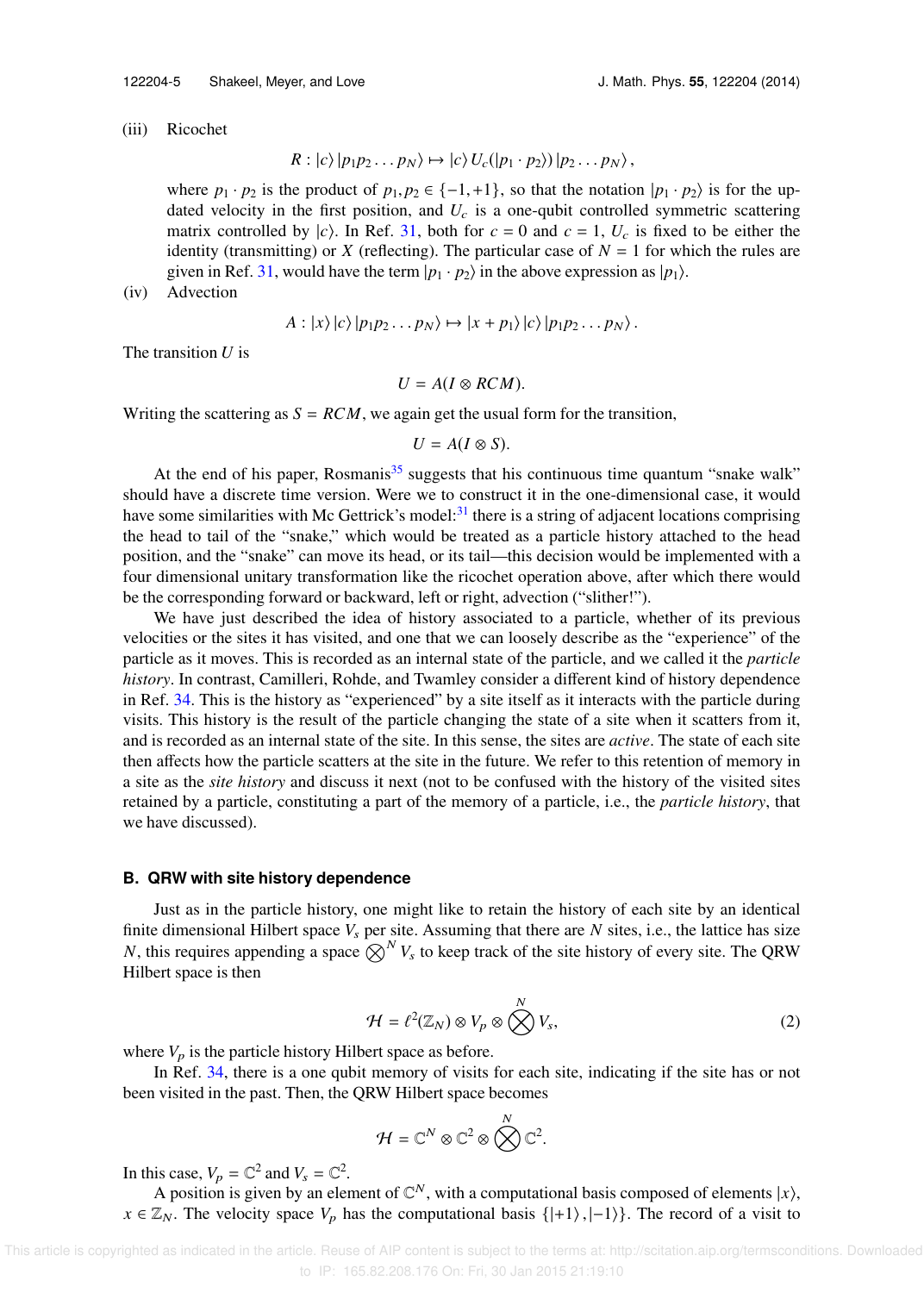(iii) Ricochet

$$R : |c\rangle\,|p_1 p_2 \ldots p_N\rangle \mapsto |c\rangle\, U_c(|p_1 \cdot p_2\rangle)\,|p_2 \ldots p_N\rangle\,,$$

where $p_1 \cdot p_2$ is the product of $p_1, p_2 \in \{-1, +1\}$, so that the notation $|p_1 \cdot p_2\rangle$ is for the updated velocity in the first position, and $U_c$ is a one-qubit controlled symmetric scattering matrix controlled by $|c\rangle$. In Ref. 31, both for $c = 0$ and $c = 1$, $U_c$ is fixed to be either the identity (transmitting) or $X$ (reflecting). The particular case of $N = 1$ for which the rules are given in Ref. 31, would have the term $|p_1 \cdot p_2\rangle$ in the above expression as $|p_1\rangle$.

(iv) Advection

$$A : |x\rangle\,|c\rangle\,|p_1 p_2 \ldots p_N\rangle \mapsto |x + p_1\rangle\,|c\rangle\,|p_1 p_2 \ldots p_N\rangle\,.$$

The transition $U$ is

$$U = A(I \otimes RCM).$$

Writing the scattering as $S = RCM$, we again get the usual form for the transition,

$$U = A(I \otimes S).$$

At the end of his paper, Rosmanis[35] suggests that his continuous time quantum "snake walk" should have a discrete time version. Were we to construct it in the one-dimensional case, it would have some similarities with Mc Gettrick's model:[31] there is a string of adjacent locations comprising the head to tail of the "snake," which would be treated as a particle history attached to the head position, and the "snake" can move its head, or its tail—this decision would be implemented with a four dimensional unitary transformation like the ricochet operation above, after which there would be the corresponding forward or backward, left or right, advection ("slither!").

We have just described the idea of history associated to a particle, whether of its previous velocities or the sites it has visited, and one that we can loosely describe as the "experience" of the particle as it moves. This is recorded as an internal state of the particle, and we called it the *particle history*. In contrast, Camilleri, Rohde, and Twamley consider a different kind of history dependence in Ref. 34. This is the history as "experienced" by a site itself as it interacts with the particle during visits. This history is the result of the particle changing the state of a site when it scatters from it, and is recorded as an internal state of the site. In this sense, the sites are *active*. The state of each site then affects how the particle scatters at the site in the future. We refer to this retention of memory in a site as the *site history* and discuss it next (not to be confused with the history of the visited sites retained by a particle, constituting a part of the memory of a particle, i.e., the *particle history*, that we have discussed).

### B. QRW with site history dependence

Just as in the particle history, one might like to retain the history of each site by an identical finite dimensional Hilbert space $V_s$ per site. Assuming that there are $N$ sites, i.e., the lattice has size $N$, this requires appending a space $\bigotimes^N V_s$ to keep track of the site history of every site. The QRW Hilbert space is then

$$\mathcal{H} = \ell^2(\mathbb{Z}_N) \otimes V_p \otimes \bigotimes^{N} V_s, \tag{2}$$

where $V_p$ is the particle history Hilbert space as before.

In Ref. 34, there is a one qubit memory of visits for each site, indicating if the site has or not been visited in the past. Then, the QRW Hilbert space becomes

$$\mathcal{H} = \mathbb{C}^N \otimes \mathbb{C}^2 \otimes \bigotimes^{N} \mathbb{C}^2.$$

In this case, $V_p = \mathbb{C}^2$ and $V_s = \mathbb{C}^2$.

A position is given by an element of $\mathbb{C}^N$, with a computational basis composed of elements $|x\rangle$, $x \in \mathbb{Z}_N$. The velocity space $V_p$ has the computational basis $\{|+1\rangle, |-1\rangle\}$. The record of a visit to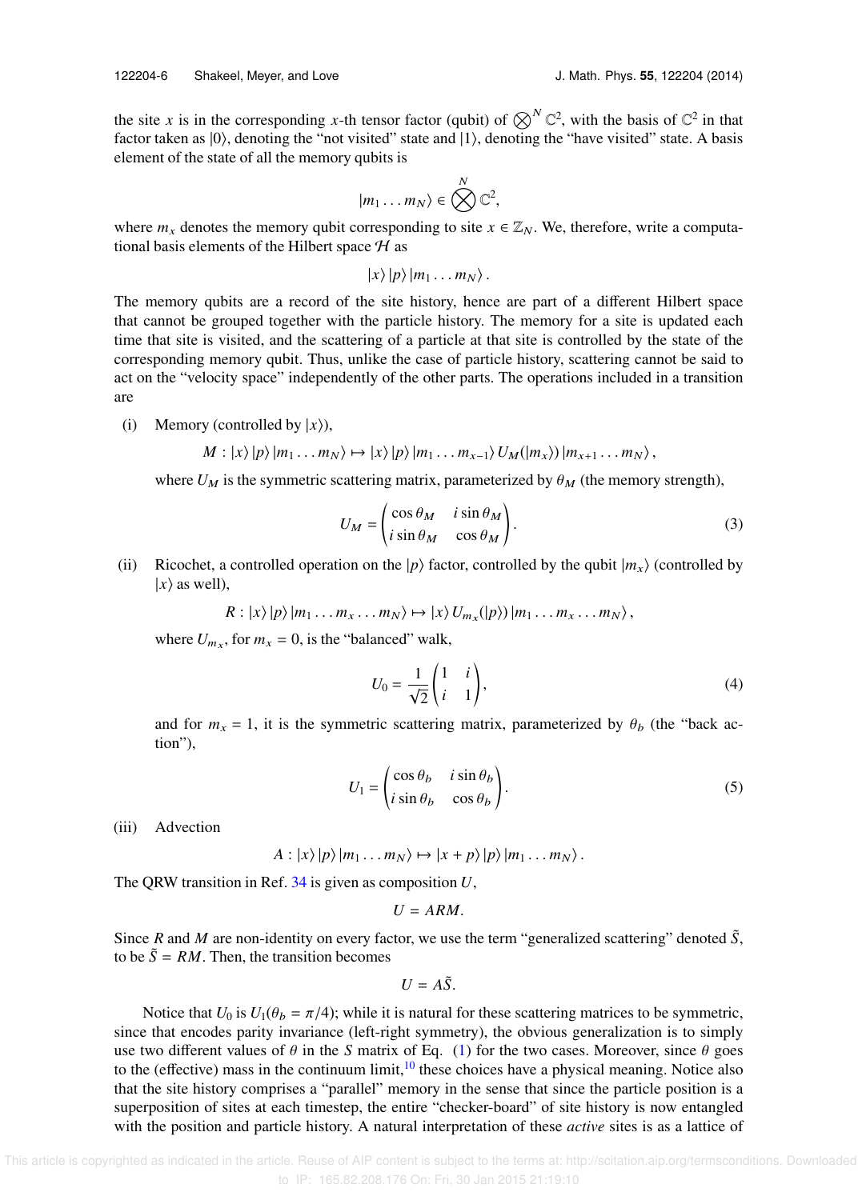the site $x$ is in the corresponding $x$-th tensor factor (qubit) of $\bigotimes^N \mathbb{C}^2$, with the basis of $\mathbb{C}^2$ in that factor taken as $|0\rangle$, denoting the "not visited" state and $|1\rangle$, denoting the "have visited" state. A basis element of the state of all the memory qubits is

$$|m_1 \ldots m_N\rangle \in \bigotimes^N \mathbb{C}^2,$$

where $m_x$ denotes the memory qubit corresponding to site $x \in \mathbb{Z}_N$. We, therefore, write a computational basis elements of the Hilbert space $\mathcal{H}$ as

$$|x\rangle\,|p\rangle\,|m_1 \ldots m_N\rangle\,.$$

The memory qubits are a record of the site history, hence are part of a different Hilbert space that cannot be grouped together with the particle history. The memory for a site is updated each time that site is visited, and the scattering of a particle at that site is controlled by the state of the corresponding memory qubit. Thus, unlike the case of particle history, scattering cannot be said to act on the "velocity space" independently of the other parts. The operations included in a transition are

(i) Memory (controlled by $|x\rangle$),

$$M : |x\rangle\,|p\rangle\,|m_1 \ldots m_N\rangle \mapsto |x\rangle\,|p\rangle\,|m_1 \ldots m_{x-1}\rangle\, U_M(|m_x\rangle)\,|m_{x+1} \ldots m_N\rangle\,,$$

where $U_M$ is the symmetric scattering matrix, parameterized by $\theta_M$ (the memory strength),

$$U_M = \begin{pmatrix} \cos\theta_M & i\sin\theta_M \\ i\sin\theta_M & \cos\theta_M \end{pmatrix}. \tag{3}$$

(ii) Ricochet, a controlled operation on the $|p\rangle$ factor, controlled by the qubit $|m_x\rangle$ (controlled by $|x\rangle$ as well),

$$R : |x\rangle\,|p\rangle\,|m_1 \ldots m_x \ldots m_N\rangle \mapsto |x\rangle\, U_{m_x}(|p\rangle)\,|m_1 \ldots m_x \ldots m_N\rangle\,,$$

where $U_{m_x}$, for $m_x = 0$, is the "balanced" walk,

$$U_0 = \frac{1}{\sqrt{2}}\begin{pmatrix} 1 & i \\ i & 1 \end{pmatrix}, \tag{4}$$

and for $m_x = 1$, it is the symmetric scattering matrix, parameterized by $\theta_b$ (the "back action"),

$$U_1 = \begin{pmatrix} \cos\theta_b & i\sin\theta_b \\ i\sin\theta_b & \cos\theta_b \end{pmatrix}. \tag{5}$$

(iii) Advection

$$A : |x\rangle\,|p\rangle\,|m_1 \ldots m_N\rangle \mapsto |x+p\rangle\,|p\rangle\,|m_1 \ldots m_N\rangle\,.$$

The QRW transition in Ref. 34 is given as composition $U$,

$$U = ARM.$$

Since $R$ and $M$ are non-identity on every factor, we use the term "generalized scattering" denoted $\tilde{S}$, to be $\tilde{S} = RM$. Then, the transition becomes

$$U = A\tilde{S}.$$

Notice that $U_0$ is $U_1(\theta_b = \pi/4)$; while it is natural for these scattering matrices to be symmetric, since that encodes parity invariance (left-right symmetry), the obvious generalization is to simply use two different values of $\theta$ in the $S$ matrix of Eq. (1) for the two cases. Moreover, since $\theta$ goes to the (effective) mass in the continuum limit,[10] these choices have a physical meaning. Notice also that the site history comprises a "parallel" memory in the sense that since the particle position is a superposition of sites at each timestep, the entire "checker-board" of site history is now entangled with the position and particle history. A natural interpretation of these *active* sites is as a lattice of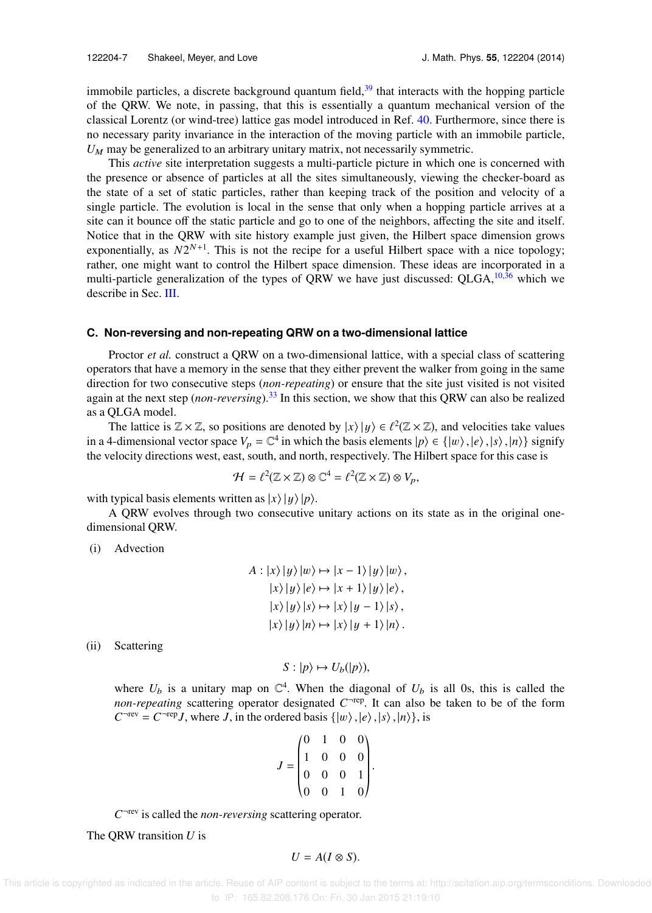immobile particles, a discrete background quantum field,[39] that interacts with the hopping particle of the QRW. We note, in passing, that this is essentially a quantum mechanical version of the classical Lorentz (or wind-tree) lattice gas model introduced in Ref. 40. Furthermore, since there is no necessary parity invariance in the interaction of the moving particle with an immobile particle, $U_M$ may be generalized to an arbitrary unitary matrix, not necessarily symmetric.

This *active* site interpretation suggests a multi-particle picture in which one is concerned with the presence or absence of particles at all the sites simultaneously, viewing the checker-board as the state of a set of static particles, rather than keeping track of the position and velocity of a single particle. The evolution is local in the sense that only when a hopping particle arrives at a site can it bounce off the static particle and go to one of the neighbors, affecting the site and itself. Notice that in the QRW with site history example just given, the Hilbert space dimension grows exponentially, as $N2^{N+1}$. This is not the recipe for a useful Hilbert space with a nice topology; rather, one might want to control the Hilbert space dimension. These ideas are incorporated in a multi-particle generalization of the types of QRW we have just discussed: QLGA,[10,36] which we describe in Sec. III.

### C. Non-reversing and non-repeating QRW on a two-dimensional lattice

Proctor *et al.* construct a QRW on a two-dimensional lattice, with a special class of scattering operators that have a memory in the sense that they either prevent the walker from going in the same direction for two consecutive steps (*non-repeating*) or ensure that the site just visited is not visited again at the next step (*non-reversing*).[33] In this section, we show that this QRW can also be realized as a QLGA model.

The lattice is $\mathbb{Z}\times\mathbb{Z}$, so positions are denoted by $|x\rangle|y\rangle \in \ell^2(\mathbb{Z}\times\mathbb{Z})$, and velocities take values in a 4-dimensional vector space $V_p = \mathbb{C}^4$ in which the basis elements $|p\rangle \in \{|w\rangle, |e\rangle, |s\rangle, |n\rangle\}$ signify the velocity directions west, east, south, and north, respectively. The Hilbert space for this case is

$$\mathcal{H} = \ell^2(\mathbb{Z}\times\mathbb{Z})\otimes\mathbb{C}^4 = \ell^2(\mathbb{Z}\times\mathbb{Z})\otimes V_p,$$

with typical basis elements written as $|x\rangle|y\rangle|p\rangle$.

A QRW evolves through two consecutive unitary actions on its state as in the original one-dimensional QRW.

(i) Advection

$$\begin{aligned} A : |x\rangle|y\rangle|w\rangle &\mapsto |x-1\rangle|y\rangle|w\rangle, \\ |x\rangle|y\rangle|e\rangle &\mapsto |x+1\rangle|y\rangle|e\rangle, \\ |x\rangle|y\rangle|s\rangle &\mapsto |x\rangle|y-1\rangle|s\rangle, \\ |x\rangle|y\rangle|n\rangle &\mapsto |x\rangle|y+1\rangle|n\rangle. \end{aligned}$$

(ii) Scattering

$$S : |p\rangle \mapsto U_b(|p\rangle),$$

where $U_b$ is a unitary map on $\mathbb{C}^4$. When the diagonal of $U_b$ is all 0s, this is called the *non-repeating* scattering operator designated $C^{\neg\text{rep}}$. It can also be taken to be of the form $C^{\neg\text{rev}} = C^{\neg\text{rep}}J$, where $J$, in the ordered basis $\{|w\rangle, |e\rangle, |s\rangle, |n\rangle\}$, is

$$J = \begin{pmatrix} 0 & 1 & 0 & 0 \\ 1 & 0 & 0 & 0 \\ 0 & 0 & 0 & 1 \\ 0 & 0 & 1 & 0 \end{pmatrix}.$$

$C^{\neg\text{rev}}$ is called the *non-reversing* scattering operator.

The QRW transition $U$ is

$$U = A(I\otimes S).$$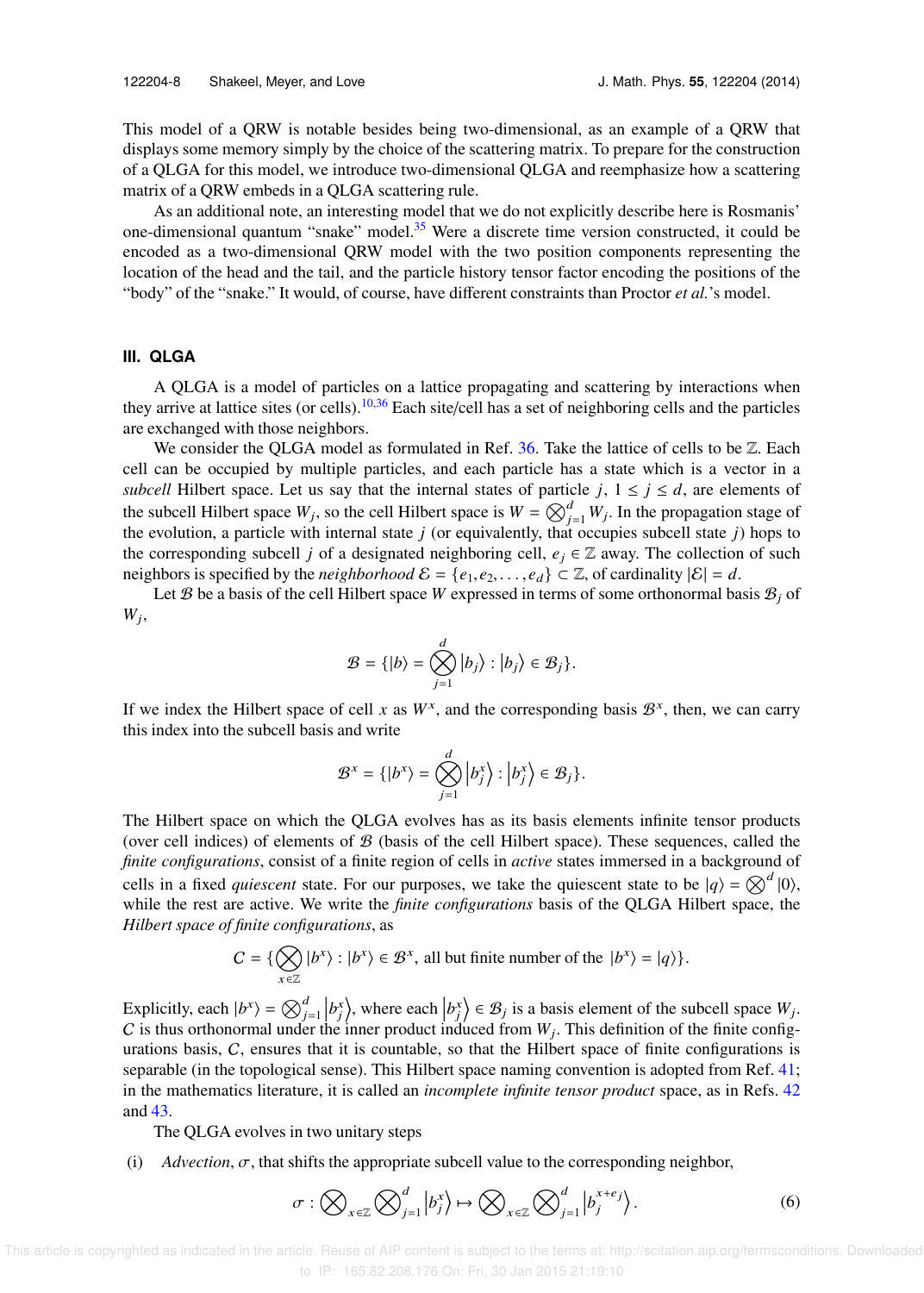This model of a QRW is notable besides being two-dimensional, as an example of a QRW that displays some memory simply by the choice of the scattering matrix. To prepare for the construction of a QLGA for this model, we introduce two-dimensional QLGA and reemphasize how a scattering matrix of a QRW embeds in a QLGA scattering rule.

As an additional note, an interesting model that we do not explicitly describe here is Rosmanis' one-dimensional quantum "snake" model.[35] Were a discrete time version constructed, it could be encoded as a two-dimensional QRW model with the two position components representing the location of the head and the tail, and the particle history tensor factor encoding the positions of the "body" of the "snake." It would, of course, have different constraints than Proctor *et al.*'s model.

## III. QLGA

A QLGA is a model of particles on a lattice propagating and scattering by interactions when they arrive at lattice sites (or cells).[10,36] Each site/cell has a set of neighboring cells and the particles are exchanged with those neighbors.

We consider the QLGA model as formulated in Ref. 36. Take the lattice of cells to be $\mathbb{Z}$. Each cell can be occupied by multiple particles, and each particle has a state which is a vector in a *subcell* Hilbert space. Let us say that the internal states of particle $j$, $1 \le j \le d$, are elements of the subcell Hilbert space $W_j$, so the cell Hilbert space is $W = \bigotimes_{j=1}^{d} W_j$. In the propagation stage of the evolution, a particle with internal state $j$ (or equivalently, that occupies subcell state $j$) hops to the corresponding subcell $j$ of a designated neighboring cell, $e_j \in \mathbb{Z}$ away. The collection of such neighbors is specified by the *neighborhood* $\mathcal{E} = \{e_1, e_2, \ldots, e_d\} \subset \mathbb{Z}$, of cardinality $|\mathcal{E}| = d$.

Let $\mathcal{B}$ be a basis of the cell Hilbert space $W$ expressed in terms of some orthonormal basis $\mathcal{B}_j$ of $W_j$,

$$\mathcal{B} = \{|b\rangle = \bigotimes_{j=1}^{d} |b_j\rangle : |b_j\rangle \in \mathcal{B}_j\}.$$

If we index the Hilbert space of cell $x$ as $W^x$, and the corresponding basis $\mathcal{B}^x$, then, we can carry this index into the subcell basis and write

$$\mathcal{B}^x = \{|b^x\rangle = \bigotimes_{j=1}^{d} |b_j^x\rangle : |b_j^x\rangle \in \mathcal{B}_j\}.$$

The Hilbert space on which the QLGA evolves has as its basis elements infinite tensor products (over cell indices) of elements of $\mathcal{B}$ (basis of the cell Hilbert space). These sequences, called the *finite configurations*, consist of a finite region of cells in *active* states immersed in a background of cells in a fixed *quiescent* state. For our purposes, we take the quiescent state to be $|q\rangle = \bigotimes^{d} |0\rangle$, while the rest are active. We write the *finite configurations* basis of the QLGA Hilbert space, the *Hilbert space of finite configurations*, as

$$C = \{\bigotimes_{x\in\mathbb{Z}} |b^x\rangle : |b^x\rangle \in \mathcal{B}^x, \text{ all but finite number of the } |b^x\rangle = |q\rangle\}.$$

Explicitly, each $|b^x\rangle = \bigotimes_{j=1}^{d} |b_j^x\rangle$, where each $|b_j^x\rangle \in \mathcal{B}_j$ is a basis element of the subcell space $W_j$. $C$ is thus orthonormal under the inner product induced from $W_j$. This definition of the finite configurations basis, $C$, ensures that it is countable, so that the Hilbert space of finite configurations is separable (in the topological sense). This Hilbert space naming convention is adopted from Ref. 41; in the mathematics literature, it is called an *incomplete infinite tensor product* space, as in Refs. 42 and 43.

The QLGA evolves in two unitary steps

(i) *Advection*, $\sigma$, that shifts the appropriate subcell value to the corresponding neighbor,

$$\sigma : \bigotimes_{x\in\mathbb{Z}} \bigotimes_{j=1}^{d} |b_j^x\rangle \mapsto \bigotimes_{x\in\mathbb{Z}} \bigotimes_{j=1}^{d} |b_j^{x+e_j}\rangle. \tag{6}$$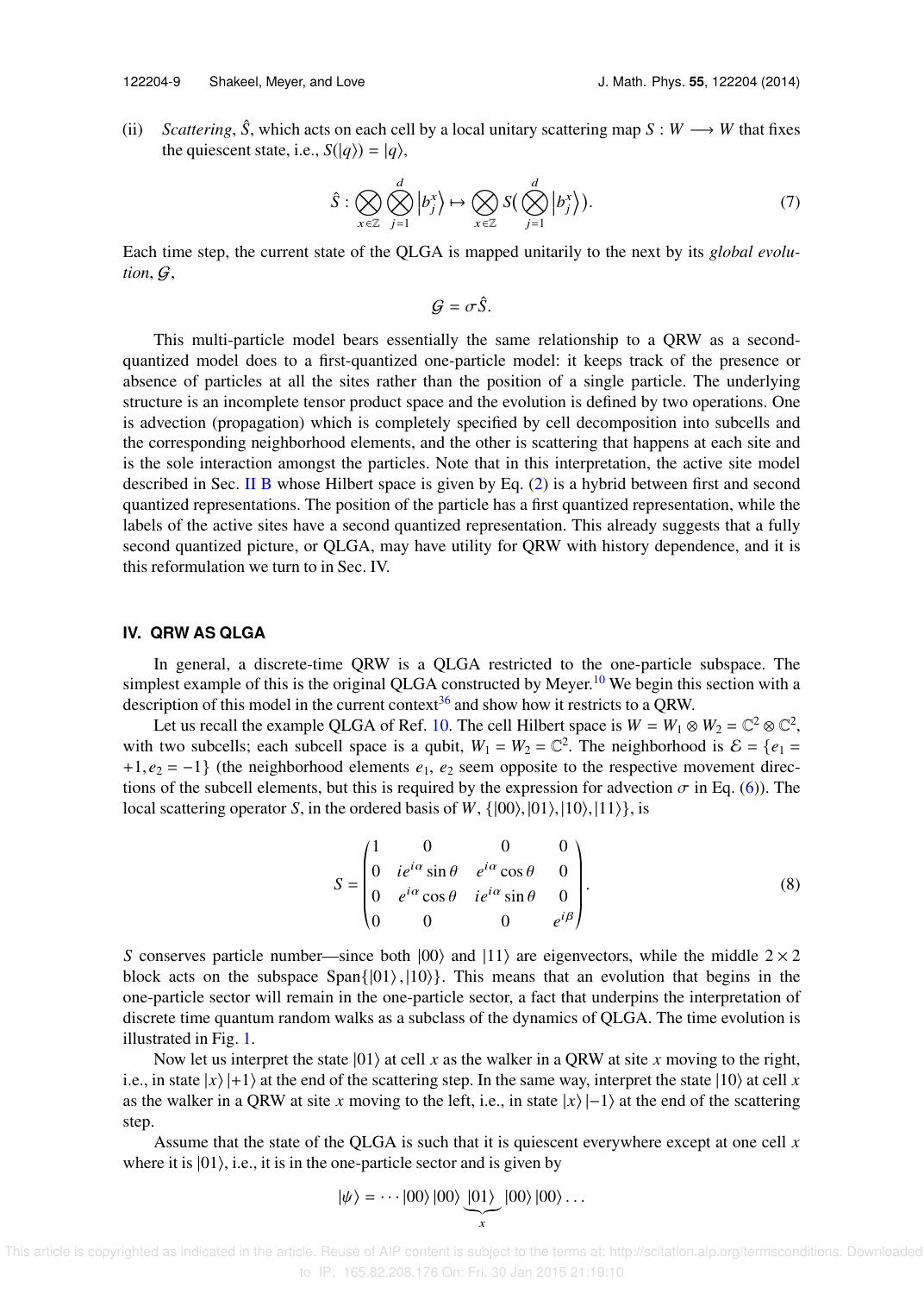(ii) *Scattering*, $\hat{S}$, which acts on each cell by a local unitary scattering map $S : W \longrightarrow W$ that fixes the quiescent state, i.e., $S(|q\rangle) = |q\rangle$,

$$\hat{S} : \bigotimes_{x\in\mathbb{Z}} \bigotimes_{j=1}^{d} \left|b_j^x\right\rangle \mapsto \bigotimes_{x\in\mathbb{Z}} S\big(\bigotimes_{j=1}^{d} \left|b_j^x\right\rangle\big). \tag{7}$$

Each time step, the current state of the QLGA is mapped unitarily to the next by its *global evolution*, $\mathcal{G}$,

$$\mathcal{G} = \sigma \hat{S}.$$

This multi-particle model bears essentially the same relationship to a QRW as a second-quantized model does to a first-quantized one-particle model: it keeps track of the presence or absence of particles at all the sites rather than the position of a single particle. The underlying structure is an incomplete tensor product space and the evolution is defined by two operations. One is advection (propagation) which is completely specified by cell decomposition into subcells and the corresponding neighborhood elements, and the other is scattering that happens at each site and is the sole interaction amongst the particles. Note that in this interpretation, the active site model described in Sec. II B whose Hilbert space is given by Eq. (2) is a hybrid between first and second quantized representations. The position of the particle has a first quantized representation, while the labels of the active sites have a second quantized representation. This already suggests that a fully second quantized picture, or QLGA, may have utility for QRW with history dependence, and it is this reformulation we turn to in Sec. IV.

## IV. QRW AS QLGA

In general, a discrete-time QRW is a QLGA restricted to the one-particle subspace. The simplest example of this is the original QLGA constructed by Meyer.[10] We begin this section with a description of this model in the current context[36] and show how it restricts to a QRW.

Let us recall the example QLGA of Ref. 10. The cell Hilbert space is $W = W_1 \otimes W_2 = \mathbb{C}^2 \otimes \mathbb{C}^2$, with two subcells; each subcell space is a qubit, $W_1 = W_2 = \mathbb{C}^2$. The neighborhood is $\mathcal{E} = \{e_1 = +1, e_2 = -1\}$ (the neighborhood elements $e_1$, $e_2$ seem opposite to the respective movement directions of the subcell elements, but this is required by the expression for advection $\sigma$ in Eq. (6)). The local scattering operator $S$, in the ordered basis of $W$, $\{|00\rangle, |01\rangle, |10\rangle, |11\rangle\}$, is

$$S = \begin{pmatrix} 1 & 0 & 0 & 0 \\ 0 & ie^{i\alpha}\sin\theta & e^{i\alpha}\cos\theta & 0 \\ 0 & e^{i\alpha}\cos\theta & ie^{i\alpha}\sin\theta & 0 \\ 0 & 0 & 0 & e^{i\beta} \end{pmatrix}. \tag{8}$$

$S$ conserves particle number—since both $|00\rangle$ and $|11\rangle$ are eigenvectors, while the middle $2\times 2$ block acts on the subspace $\text{Span}\{|01\rangle, |10\rangle\}$. This means that an evolution that begins in the one-particle sector will remain in the one-particle sector, a fact that underpins the interpretation of discrete time quantum random walks as a subclass of the dynamics of QLGA. The time evolution is illustrated in Fig. 1.

Now let us interpret the state $|01\rangle$ at cell $x$ as the walker in a QRW at site $x$ moving to the right, i.e., in state $|x\rangle|+1\rangle$ at the end of the scattering step. In the same way, interpret the state $|10\rangle$ at cell $x$ as the walker in a QRW at site $x$ moving to the left, i.e., in state $|x\rangle|-1\rangle$ at the end of the scattering step.

Assume that the state of the QLGA is such that it is quiescent everywhere except at one cell $x$ where it is $|01\rangle$, i.e., it is in the one-particle sector and is given by

$$|\psi\rangle = \cdots|00\rangle|00\rangle\underbrace{|01\rangle}_{x}|00\rangle|00\rangle\ldots$$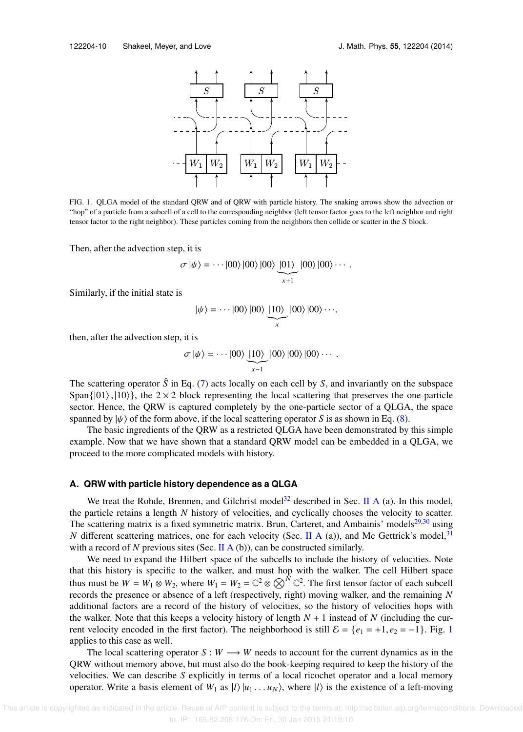FIG. 1. QLGA model of the standard QRW and of QRW with particle history. The snaking arrows show the advection or "hop" of a particle from a subcell of a cell to the corresponding neighbor (left tensor factor goes to the left neighbor and right tensor factor to the right neighbor). These particles coming from the neighbors then collide or scatter in the $S$ block.

Then, after the advection step, it is

$$\sigma\,|\psi\rangle = \cdots |00\rangle\,|00\rangle\,|00\rangle\,\underbrace{|01\rangle}_{x+1}\,|00\rangle\,|00\rangle \cdots .$$

Similarly, if the initial state is

$$|\psi\rangle = \cdots |00\rangle\,|00\rangle\,\underbrace{|10\rangle}_{x}\,|00\rangle\,|00\rangle \cdots ,$$

then, after the advection step, it is

$$\sigma\,|\psi\rangle = \cdots |00\rangle\,\underbrace{|10\rangle}_{x-1}\,|00\rangle\,|00\rangle\,|00\rangle \cdots .$$

The scattering operator $\hat{S}$ in Eq. (7) acts locally on each cell by $S$, and invariantly on the subspace $\mathrm{Span}\{|01\rangle, |10\rangle\}$, the $2\times 2$ block representing the local scattering that preserves the one-particle sector. Hence, the QRW is captured completely by the one-particle sector of a QLGA, the space spanned by $|\psi\rangle$ of the form above, if the local scattering operator $S$ is as shown in Eq. (8).

The basic ingredients of the QRW as a restricted QLGA have been demonstrated by this simple example. Now that we have shown that a standard QRW model can be embedded in a QLGA, we proceed to the more complicated models with history.

### A. QRW with particle history dependence as a QLGA

We treat the Rohde, Brennen, and Gilchrist model[32] described in Sec. II A (a). In this model, the particle retains a length $N$ history of velocities, and cyclically chooses the velocity to scatter. The scattering matrix is a fixed symmetric matrix. Brun, Carteret, and Ambainis' models[29,30] using $N$ different scattering matrices, one for each velocity (Sec. II A (a)), and Mc Gettrick's model,[31] with a record of $N$ previous sites (Sec. II A (b)), can be constructed similarly.

We need to expand the Hilbert space of the subcells to include the history of velocities. Note that this history is specific to the walker, and must hop with the walker. The cell Hilbert space thus must be $W = W_1 \otimes W_2$, where $W_1 = W_2 = \mathbb{C}^2 \otimes \bigotimes^N \mathbb{C}^2$. The first tensor factor of each subcell records the presence or absence of a left (respectively, right) moving walker, and the remaining $N$ additional factors are a record of the history of velocities, so the history of velocities hops with the walker. Note that this keeps a velocity history of length $N+1$ instead of $N$ (including the current velocity encoded in the first factor). The neighborhood is still $\mathcal{E} = \{e_1 = +1, e_2 = -1\}$. Fig. 1 applies to this case as well.

The local scattering operator $S : W \longrightarrow W$ needs to account for the current dynamics as in the QRW without memory above, but must also do the book-keeping required to keep the history of the velocities. We can describe $S$ explicitly in terms of a local ricochet operator and a local memory operator. Write a basis element of $W_1$ as $|l\rangle\,|u_1 \ldots u_N\rangle$, where $|l\rangle$ is the existence of a left-moving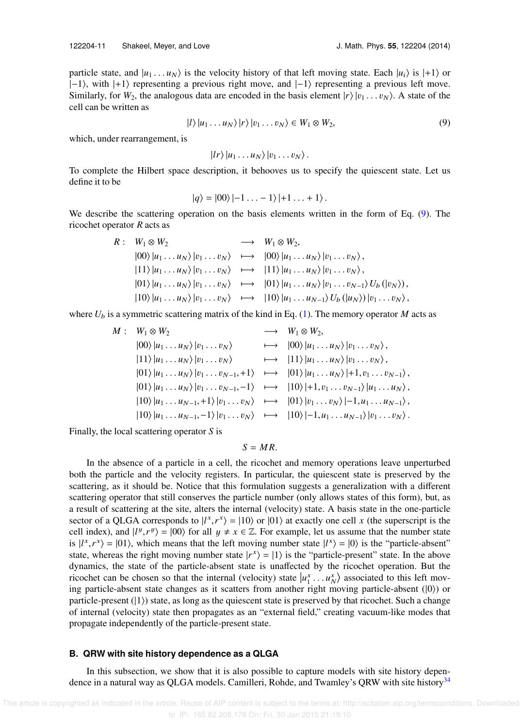particle state, and $|u_1 \ldots u_N\rangle$ is the velocity history of that left moving state. Each $|u_i\rangle$ is $|+1\rangle$ or $|-1\rangle$, with $|+1\rangle$ representing a previous right move, and $|-1\rangle$ representing a previous left move. Similarly, for $W_2$, the analogous data are encoded in the basis element $|r\rangle |v_1 \ldots v_N\rangle$. A state of the cell can be written as

$$|l\rangle |u_1 \ldots u_N\rangle |r\rangle |v_1 \ldots v_N\rangle \in W_1 \otimes W_2, \tag{9}$$

which, under rearrangement, is

$$|lr\rangle |u_1 \ldots u_N\rangle |v_1 \ldots v_N\rangle .$$

To complete the Hilbert space description, it behooves us to specify the quiescent state. Let us define it to be

$$|q\rangle = |00\rangle |-1 \ldots -1\rangle |+1 \ldots +1\rangle .$$

We describe the scattering operation on the basis elements written in the form of Eq. (9). The ricochet operator $R$ acts as

$$\begin{aligned}
R : \quad & W_1 \otimes W_2 && \longrightarrow && W_1 \otimes W_2, \\
& |00\rangle |u_1 \ldots u_N\rangle |v_1 \ldots v_N\rangle && \longmapsto && |00\rangle |u_1 \ldots u_N\rangle |v_1 \ldots v_N\rangle , \\
& |11\rangle |u_1 \ldots u_N\rangle |v_1 \ldots v_N\rangle && \longmapsto && |11\rangle |u_1 \ldots u_N\rangle |v_1 \ldots v_N\rangle , \\
& |01\rangle |u_1 \ldots u_N\rangle |v_1 \ldots v_N\rangle && \longmapsto && |01\rangle |u_1 \ldots u_N\rangle |v_1 \ldots v_{N-1}\rangle U_b (|v_N\rangle), \\
& |10\rangle |u_1 \ldots u_N\rangle |v_1 \ldots v_N\rangle && \longmapsto && |10\rangle |u_1 \ldots u_{N-1}\rangle U_b (|u_N\rangle) |v_1 \ldots v_N\rangle ,
\end{aligned}$$

where $U_b$ is a symmetric scattering matrix of the kind in Eq. (1). The memory operator $M$ acts as

$$\begin{aligned}
M : \quad & W_1 \otimes W_2 && \longrightarrow && W_1 \otimes W_2, \\
& |00\rangle |u_1 \ldots u_N\rangle |v_1 \ldots v_N\rangle && \longmapsto && |00\rangle |u_1 \ldots u_N\rangle |v_1 \ldots v_N\rangle , \\
& |11\rangle |u_1 \ldots u_N\rangle |v_1 \ldots v_N\rangle && \longmapsto && |11\rangle |u_1 \ldots u_N\rangle |v_1 \ldots v_N\rangle , \\
& |01\rangle |u_1 \ldots u_N\rangle |v_1 \ldots v_{N-1}, +1\rangle && \longmapsto && |01\rangle |u_1 \ldots u_N\rangle |+1, v_1 \ldots v_{N-1}\rangle , \\
& |01\rangle |u_1 \ldots u_N\rangle |v_1 \ldots v_{N-1}, -1\rangle && \longmapsto && |10\rangle |+1, v_1 \ldots v_{N-1}\rangle |u_1 \ldots u_N\rangle , \\
& |10\rangle |u_1 \ldots u_{N-1}, +1\rangle |v_1 \ldots v_N\rangle && \longmapsto && |01\rangle |v_1 \ldots v_N\rangle |-1, u_1 \ldots u_{N-1}\rangle , \\
& |10\rangle |u_1 \ldots u_{N-1}, -1\rangle |v_1 \ldots v_N\rangle && \longmapsto && |10\rangle |-1, u_1 \ldots u_{N-1}\rangle |v_1 \ldots v_N\rangle .
\end{aligned}$$

Finally, the local scattering operator $S$ is

$$S = MR.$$

In the absence of a particle in a cell, the ricochet and memory operations leave unperturbed both the particle and the velocity registers. In particular, the quiescent state is preserved by the scattering, as it should be. Notice that this formulation suggests a generalization with a different scattering operator that still conserves the particle number (only allows states of this form), but, as a result of scattering at the site, alters the internal (velocity) state. A basis state in the one-particle sector of a QLGA corresponds to $|l^x, r^x\rangle = |10\rangle$ or $|01\rangle$ at exactly one cell $x$ (the superscript is the cell index), and $|l^y, r^y\rangle = |00\rangle$ for all $y \neq x \in \mathbb{Z}$. For example, let us assume that the number state is $|l^x, r^x\rangle = |01\rangle$, which means that the left moving number state $|l^x\rangle = |0\rangle$ is the "particle-absent" state, whereas the right moving number state $|r^x\rangle = |1\rangle$ is the "particle-present" state. In the above dynamics, the state of the particle-absent state is unaffected by the ricochet operation. But the ricochet can be chosen so that the internal (velocity) state $|u_1^x \ldots u_N^x\rangle$ associated to this left moving particle-absent state changes as it scatters from another right moving particle-absent ($|0\rangle$) or particle-present ($|1\rangle$) state, as long as the quiescent state is preserved by that ricochet. Such a change of internal (velocity) state then propagates as an "external field," creating vacuum-like modes that propagate independently of the particle-present state.

### B. QRW with site history dependence as a QLGA

In this subsection, we show that it is also possible to capture models with site history dependence in a natural way as QLGA models. Camilleri, Rohde, and Twamley's QRW with site history[34]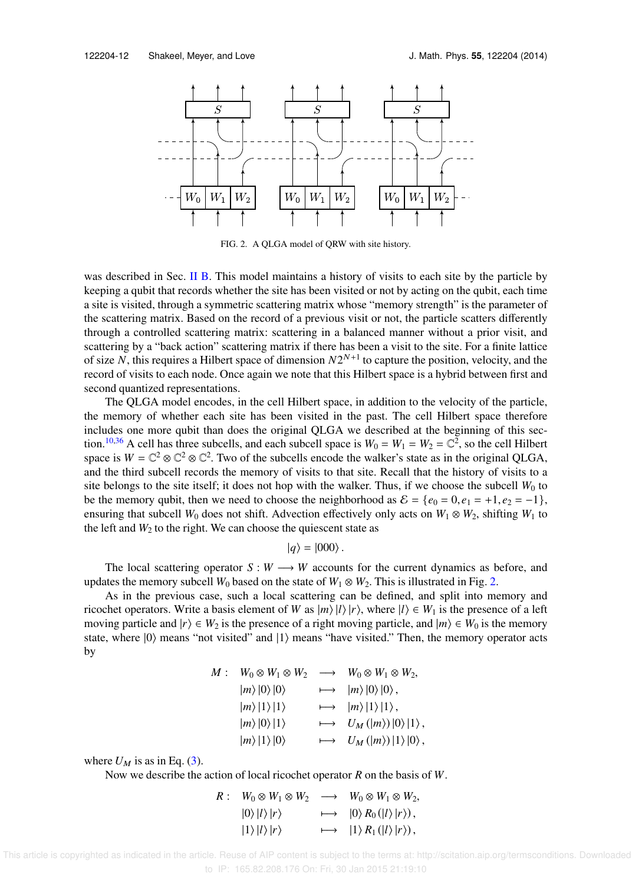FIG. 2. A QLGA model of QRW with site history.

was described in Sec. II B. This model maintains a history of visits to each site by the particle by keeping a qubit that records whether the site has been visited or not by acting on the qubit, each time a site is visited, through a symmetric scattering matrix whose "memory strength" is the parameter of the scattering matrix. Based on the record of a previous visit or not, the particle scatters differently through a controlled scattering matrix: scattering in a balanced manner without a prior visit, and scattering by a "back action" scattering matrix if there has been a visit to the site. For a finite lattice of size $N$, this requires a Hilbert space of dimension $N2^{N+1}$ to capture the position, velocity, and the record of visits to each node. Once again we note that this Hilbert space is a hybrid between first and second quantized representations.

The QLGA model encodes, in the cell Hilbert space, in addition to the velocity of the particle, the memory of whether each site has been visited in the past. The cell Hilbert space therefore includes one more qubit than does the original QLGA we described at the beginning of this section.[10,36] A cell has three subcells, and each subcell space is $W_0 = W_1 = W_2 = \mathbb{C}^2$, so the cell Hilbert space is $W = \mathbb{C}^2 \otimes \mathbb{C}^2 \otimes \mathbb{C}^2$. Two of the subcells encode the walker's state as in the original QLGA, and the third subcell records the memory of visits to that site. Recall that the history of visits to a site belongs to the site itself; it does not hop with the walker. Thus, if we choose the subcell $W_0$ to be the memory qubit, then we need to choose the neighborhood as $\mathcal{E} = \{e_0 = 0, e_1 = +1, e_2 = -1\}$, ensuring that subcell $W_0$ does not shift. Advection effectively only acts on $W_1 \otimes W_2$, shifting $W_1$ to the left and $W_2$ to the right. We can choose the quiescent state as

$$|q\rangle = |000\rangle .$$

The local scattering operator $S : W \longrightarrow W$ accounts for the current dynamics as before, and updates the memory subcell $W_0$ based on the state of $W_1 \otimes W_2$. This is illustrated in Fig. 2.

As in the previous case, such a local scattering can be defined, and split into memory and ricochet operators. Write a basis element of $W$ as $|m\rangle |l\rangle |r\rangle$, where $|l\rangle \in W_1$ is the presence of a left moving particle and $|r\rangle \in W_2$ is the presence of a right moving particle, and $|m\rangle \in W_0$ is the memory state, where $|0\rangle$ means "not visited" and $|1\rangle$ means "have visited." Then, the memory operator acts by

$$\begin{aligned}
M : \quad & W_0 \otimes W_1 \otimes W_2 && \longrightarrow && W_0 \otimes W_1 \otimes W_2, \\
& |m\rangle |0\rangle |0\rangle && \longmapsto && |m\rangle |0\rangle |0\rangle , \\
& |m\rangle |1\rangle |1\rangle && \longmapsto && |m\rangle |1\rangle |1\rangle , \\
& |m\rangle |0\rangle |1\rangle && \longmapsto && U_M (|m\rangle) |0\rangle |1\rangle , \\
& |m\rangle |1\rangle |0\rangle && \longmapsto && U_M (|m\rangle) |1\rangle |0\rangle ,
\end{aligned}$$

where $U_M$ is as in Eq. (3).

Now we describe the action of local ricochet operator $R$ on the basis of $W$.

$$\begin{aligned}
R : \quad & W_0 \otimes W_1 \otimes W_2 && \longrightarrow && W_0 \otimes W_1 \otimes W_2, \\
& |0\rangle |l\rangle |r\rangle && \longmapsto && |0\rangle R_0 (|l\rangle |r\rangle) , \\
& |1\rangle |l\rangle |r\rangle && \longmapsto && |1\rangle R_1 (|l\rangle |r\rangle) ,
\end{aligned}$$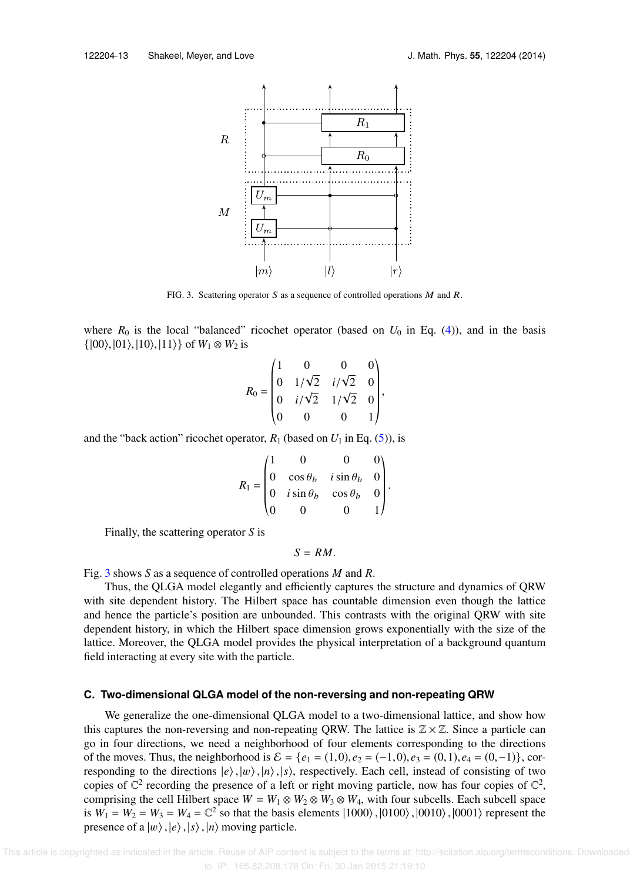FIG. 3. Scattering operator $S$ as a sequence of controlled operations $M$ and $R$.

where $R_0$ is the local "balanced" ricochet operator (based on $U_0$ in Eq. (4)), and in the basis $\{|00\rangle, |01\rangle, |10\rangle, |11\rangle\}$ of $W_1 \otimes W_2$ is

$$R_0 = \begin{pmatrix} 1 & 0 & 0 & 0 \\ 0 & 1/\sqrt{2} & i/\sqrt{2} & 0 \\ 0 & i/\sqrt{2} & 1/\sqrt{2} & 0 \\ 0 & 0 & 0 & 1 \end{pmatrix},$$

and the "back action" ricochet operator, $R_1$ (based on $U_1$ in Eq. (5)), is

$$R_1 = \begin{pmatrix} 1 & 0 & 0 & 0 \\ 0 & \cos\theta_b & i\sin\theta_b & 0 \\ 0 & i\sin\theta_b & \cos\theta_b & 0 \\ 0 & 0 & 0 & 1 \end{pmatrix}.$$

Finally, the scattering operator $S$ is

$$S = RM.$$

Fig. 3 shows $S$ as a sequence of controlled operations $M$ and $R$.

Thus, the QLGA model elegantly and efficiently captures the structure and dynamics of QRW with site dependent history. The Hilbert space has countable dimension even though the lattice and hence the particle's position are unbounded. This contrasts with the original QRW with site dependent history, in which the Hilbert space dimension grows exponentially with the size of the lattice. Moreover, the QLGA model provides the physical interpretation of a background quantum field interacting at every site with the particle.

### C. Two-dimensional QLGA model of the non-reversing and non-repeating QRW

We generalize the one-dimensional QLGA model to a two-dimensional lattice, and show how this captures the non-reversing and non-repeating QRW. The lattice is $\mathbb{Z} \times \mathbb{Z}$. Since a particle can go in four directions, we need a neighborhood of four elements corresponding to the directions of the moves. Thus, the neighborhood is $\mathcal{E} = \{e_1 = (1,0), e_2 = (-1,0), e_3 = (0,1), e_4 = (0,-1)\}$, corresponding to the directions $|e\rangle, |w\rangle, |n\rangle, |s\rangle$, respectively. Each cell, instead of consisting of two copies of $\mathbb{C}^2$ recording the presence of a left or right moving particle, now has four copies of $\mathbb{C}^2$, comprising the cell Hilbert space $W = W_1 \otimes W_2 \otimes W_3 \otimes W_4$, with four subcells. Each subcell space is $W_1 = W_2 = W_3 = W_4 = \mathbb{C}^2$ so that the basis elements $|1000\rangle, |0100\rangle, |0010\rangle, |0001\rangle$ represent the presence of a $|w\rangle, |e\rangle, |s\rangle, |n\rangle$ moving particle.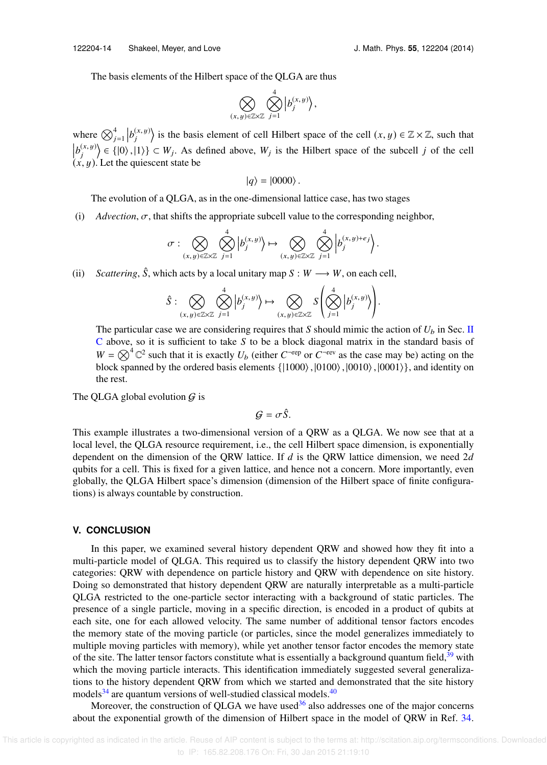The basis elements of the Hilbert space of the QLGA are thus

$$\bigotimes_{(x,y)\in\mathbb{Z}\times\mathbb{Z}} \bigotimes_{j=1}^{4} \left|b_j^{(x,y)}\right\rangle,$$

where $\bigotimes_{j=1}^{4}\left|b_j^{(x,y)}\right\rangle$ is the basis element of cell Hilbert space of the cell $(x,y)\in\mathbb{Z}\times\mathbb{Z}$, such that $\left|b_j^{(x,y)}\right\rangle \in \{|0\rangle, |1\rangle\} \subset W_j$. As defined above, $W_j$ is the Hilbert space of the subcell $j$ of the cell $(x,y)$. Let the quiescent state be

$$|q\rangle = |0000\rangle.$$

The evolution of a QLGA, as in the one-dimensional lattice case, has two stages

(i) *Advection*, $\sigma$, that shifts the appropriate subcell value to the corresponding neighbor,

$$\sigma : \bigotimes_{(x,y)\in\mathbb{Z}\times\mathbb{Z}} \bigotimes_{j=1}^{4} \left|b_j^{(x,y)}\right\rangle \mapsto \bigotimes_{(x,y)\in\mathbb{Z}\times\mathbb{Z}} \bigotimes_{j=1}^{4} \left|b_j^{(x,y)+e_j}\right\rangle.$$

(ii) *Scattering*, $\hat{S}$, which acts by a local unitary map $S : W \longrightarrow W$, on each cell,

$$\hat{S} : \bigotimes_{(x,y)\in\mathbb{Z}\times\mathbb{Z}} \bigotimes_{j=1}^{4} \left|b_j^{(x,y)}\right\rangle \mapsto \bigotimes_{(x,y)\in\mathbb{Z}\times\mathbb{Z}} S\left(\bigotimes_{j=1}^{4} \left|b_j^{(x,y)}\right\rangle\right).$$

The particular case we are considering requires that $S$ should mimic the action of $U_b$ in Sec. II C above, so it is sufficient to take $S$ to be a block diagonal matrix in the standard basis of $W = \bigotimes^4 \mathbb{C}^2$ such that it is exactly $U_b$ (either $C^{\neg\text{rep}}$ or $C^{\neg\text{rev}}$ as the case may be) acting on the block spanned by the ordered basis elements $\{|1000\rangle, |0100\rangle, |0010\rangle, |0001\rangle\}$, and identity on the rest.

The QLGA global evolution $\mathcal{G}$ is

$$\mathcal{G} = \sigma\hat{S}.$$

This example illustrates a two-dimensional version of a QRW as a QLGA. We now see that at a local level, the QLGA resource requirement, i.e., the cell Hilbert space dimension, is exponentially dependent on the dimension of the QRW lattice. If $d$ is the QRW lattice dimension, we need $2d$ qubits for a cell. This is fixed for a given lattice, and hence not a concern. More importantly, even globally, the QLGA Hilbert space's dimension (dimension of the Hilbert space of finite configurations) is always countable by construction.

## V. CONCLUSION

In this paper, we examined several history dependent QRW and showed how they fit into a multi-particle model of QLGA. This required us to classify the history dependent QRW into two categories: QRW with dependence on particle history and QRW with dependence on site history. Doing so demonstrated that history dependent QRW are naturally interpretable as a multi-particle QLGA restricted to the one-particle sector interacting with a background of static particles. The presence of a single particle, moving in a specific direction, is encoded in a product of qubits at each site, one for each allowed velocity. The same number of additional tensor factors encodes the memory state of the moving particle (or particles, since the model generalizes immediately to multiple moving particles with memory), while yet another tensor factor encodes the memory state of the site. The latter tensor factors constitute what is essentially a background quantum field,[39] with which the moving particle interacts. This identification immediately suggested several generalizations to the history dependent QRW from which we started and demonstrated that the site history models[34] are quantum versions of well-studied classical models.[40]

Moreover, the construction of QLGA we have used[36] also addresses one of the major concerns about the exponential growth of the dimension of Hilbert space in the model of QRW in Ref. 34.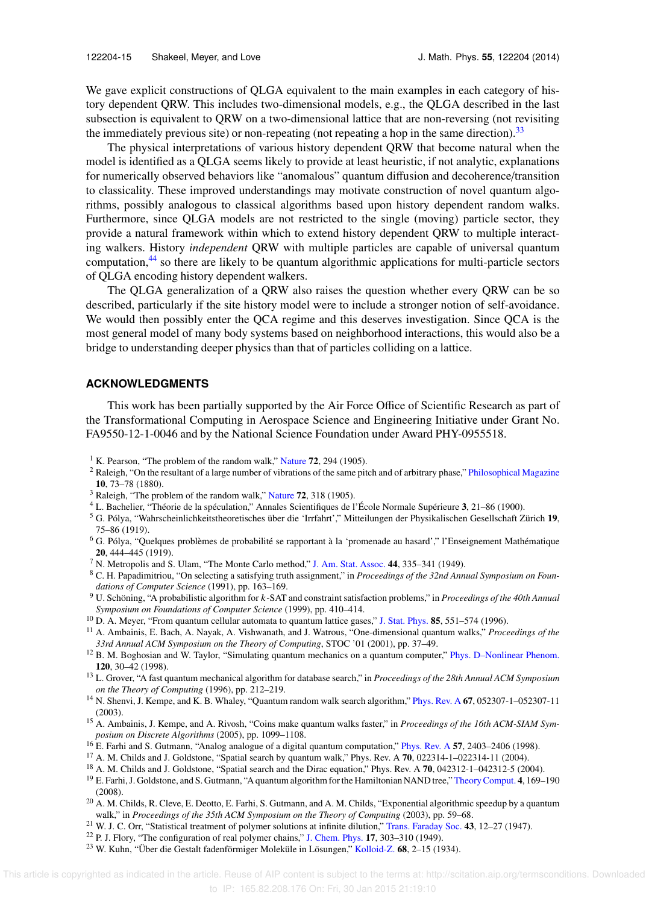We gave explicit constructions of QLGA equivalent to the main examples in each category of history dependent QRW. This includes two-dimensional models, e.g., the QLGA described in the last subsection is equivalent to QRW on a two-dimensional lattice that are non-reversing (not revisiting the immediately previous site) or non-repeating (not repeating a hop in the same direction).[33]

The physical interpretations of various history dependent QRW that become natural when the model is identified as a QLGA seems likely to provide at least heuristic, if not analytic, explanations for numerically observed behaviors like "anomalous" quantum diffusion and decoherence/transition to classicality. These improved understandings may motivate construction of novel quantum algorithms, possibly analogous to classical algorithms based upon history dependent random walks. Furthermore, since QLGA models are not restricted to the single (moving) particle sector, they provide a natural framework within which to extend history dependent QRW to multiple interacting walkers. History *independent* QRW with multiple particles are capable of universal quantum computation,[44] so there are likely to be quantum algorithmic applications for multi-particle sectors of QLGA encoding history dependent walkers.

The QLGA generalization of a QRW also raises the question whether every QRW can be so described, particularly if the site history model were to include a stronger notion of self-avoidance. We would then possibly enter the QCA regime and this deserves investigation. Since QCA is the most general model of many body systems based on neighborhood interactions, this would also be a bridge to understanding deeper physics than that of particles colliding on a lattice.

## ACKNOWLEDGMENTS

This work has been partially supported by the Air Force Office of Scientific Research as part of the Transformational Computing in Aerospace Science and Engineering Initiative under Grant No. FA9550-12-1-0046 and by the National Science Foundation under Award PHY-0955518.

[1] K. Pearson, "The problem of the random walk," Nature **72**, 294 (1905).
[2] Raleigh, "On the resultant of a large number of vibrations of the same pitch and of arbitrary phase," Philosophical Magazine **10**, 73–78 (1880).
[3] Raleigh, "The problem of the random walk," Nature **72**, 318 (1905).
[4] L. Bachelier, "Théorie de la spéculation," Annales Scientifiques de l'École Normale Supérieure **3**, 21–86 (1900).
[5] G. Pólya, "Wahrscheinlichkeitstheoretisches über die 'Irrfahrt'," Mitteilungen der Physikalischen Gesellschaft Zürich **19**, 75–86 (1919).
[6] G. Pólya, "Quelques problèmes de probabilité se rapportant à la 'promenade au hasard'," l'Enseignement Mathématique **20**, 444–445 (1919).
[7] N. Metropolis and S. Ulam, "The Monte Carlo method," J. Am. Stat. Assoc. **44**, 335–341 (1949).
[8] C. H. Papadimitriou, "On selecting a satisfying truth assignment," in *Proceedings of the 32nd Annual Symposium on Foundations of Computer Science* (1991), pp. 163–169.
[9] U. Schöning, "A probabilistic algorithm for $k$-SAT and constraint satisfaction problems," in *Proceedings of the 40th Annual Symposium on Foundations of Computer Science* (1999), pp. 410–414.
[10] D. A. Meyer, "From quantum cellular automata to quantum lattice gases," J. Stat. Phys. **85**, 551–574 (1996).
[11] A. Ambainis, E. Bach, A. Nayak, A. Vishwanath, and J. Watrous, "One-dimensional quantum walks," *Proceedings of the 33rd Annual ACM Symposium on the Theory of Computing*, STOC '01 (2001), pp. 37–49.
[12] B. M. Boghosian and W. Taylor, "Simulating quantum mechanics on a quantum computer," Phys. D–Nonlinear Phenom. **120**, 30–42 (1998).
[13] L. Grover, "A fast quantum mechanical algorithm for database search," in *Proceedings of the 28th Annual ACM Symposium on the Theory of Computing* (1996), pp. 212–219.
[14] N. Shenvi, J. Kempe, and K. B. Whaley, "Quantum random walk search algorithm," Phys. Rev. A **67**, 052307-1–052307-11 (2003).
[15] A. Ambainis, J. Kempe, and A. Rivosh, "Coins make quantum walks faster," in *Proceedings of the 16th ACM-SIAM Symposium on Discrete Algorithms* (2005), pp. 1099–1108.
[16] E. Farhi and S. Gutmann, "Analog analogue of a digital quantum computation," Phys. Rev. A **57**, 2403–2406 (1998).
[17] A. M. Childs and J. Goldstone, "Spatial search by quantum walk," Phys. Rev. A **70**, 022314-1–022314-11 (2004).
[18] A. M. Childs and J. Goldstone, "Spatial search and the Dirac equation," Phys. Rev. A **70**, 042312-1–042312-5 (2004).
[19] E. Farhi, J. Goldstone, and S. Gutmann, "A quantum algorithm for the Hamiltonian NAND tree," Theory Comput. **4**, 169–190 (2008).
[20] A. M. Childs, R. Cleve, E. Deotto, E. Farhi, S. Gutmann, and A. M. Childs, "Exponential algorithmic speedup by a quantum walk," in *Proceedings of the 35th ACM Symposium on the Theory of Computing* (2003), pp. 59–68.
[21] W. J. C. Orr, "Statistical treatment of polymer solutions at infinite dilution," Trans. Faraday Soc. **43**, 12–27 (1947).
[22] P. J. Flory, "The configuration of real polymer chains," J. Chem. Phys. **17**, 303–310 (1949).
[23] W. Kuhn, "Über die Gestalt fadenförmiger Moleküle in Lösungen," Kolloid-Z. **68**, 2–15 (1934).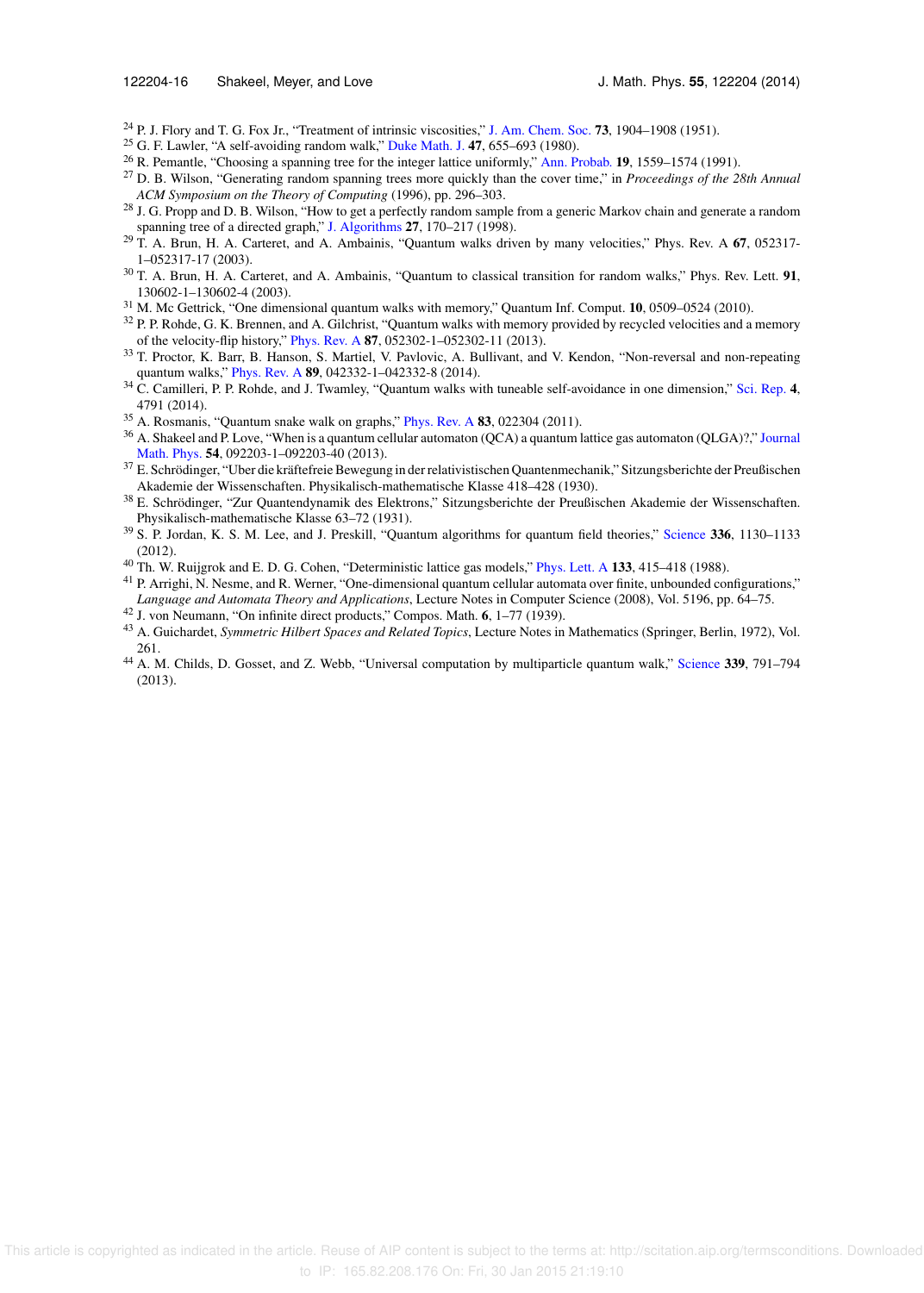[24] P. J. Flory and T. G. Fox Jr., "Treatment of intrinsic viscosities," J. Am. Chem. Soc. **73**, 1904–1908 (1951).

[25] G. F. Lawler, "A self-avoiding random walk," Duke Math. J. **47**, 655–693 (1980).

[26] R. Pemantle, "Choosing a spanning tree for the integer lattice uniformly," Ann. Probab. **19**, 1559–1574 (1991).

[27] D. B. Wilson, "Generating random spanning trees more quickly than the cover time," in *Proceedings of the 28th Annual ACM Symposium on the Theory of Computing* (1996), pp. 296–303.

[28] J. G. Propp and D. B. Wilson, "How to get a perfectly random sample from a generic Markov chain and generate a random spanning tree of a directed graph," J. Algorithms **27**, 170–217 (1998).

[29] T. A. Brun, H. A. Carteret, and A. Ambainis, "Quantum walks driven by many velocities," Phys. Rev. A **67**, 052317-1–052317-17 (2003).

[30] T. A. Brun, H. A. Carteret, and A. Ambainis, "Quantum to classical transition for random walks," Phys. Rev. Lett. **91**, 130602-1–130602-4 (2003).

[31] M. Mc Gettrick, "One dimensional quantum walks with memory," Quantum Inf. Comput. **10**, 0509–0524 (2010).

[32] P. P. Rohde, G. K. Brennen, and A. Gilchrist, "Quantum walks with memory provided by recycled velocities and a memory of the velocity-flip history," Phys. Rev. A **87**, 052302-1–052302-11 (2013).

[33] T. Proctor, K. Barr, B. Hanson, S. Martiel, V. Pavlovic, A. Bullivant, and V. Kendon, "Non-reversal and non-repeating quantum walks," Phys. Rev. A **89**, 042332-1–042332-8 (2014).

[34] C. Camilleri, P. P. Rohde, and J. Twamley, "Quantum walks with tuneable self-avoidance in one dimension," Sci. Rep. **4**, 4791 (2014).

[35] A. Rosmanis, "Quantum snake walk on graphs," Phys. Rev. A **83**, 022304 (2011).

[36] A. Shakeel and P. Love, "When is a quantum cellular automaton (QCA) a quantum lattice gas automaton (QLGA)?," Journal Math. Phys. **54**, 092203-1–092203-40 (2013).

[37] E. Schrödinger, "Uber die kräftefreie Bewegung in der relativistischen Quantenmechanik," Sitzungsberichte der Preußischen Akademie der Wissenschaften. Physikalisch-mathematische Klasse 418–428 (1930).

[38] E. Schrödinger, "Zur Quantendynamik des Elektrons," Sitzungsberichte der Preußischen Akademie der Wissenschaften. Physikalisch-mathematische Klasse 63–72 (1931).

[39] S. P. Jordan, K. S. M. Lee, and J. Preskill, "Quantum algorithms for quantum field theories," Science **336**, 1130–1133 (2012).

[40] Th. W. Ruijgrok and E. D. G. Cohen, "Deterministic lattice gas models," Phys. Lett. A **133**, 415–418 (1988).

[41] P. Arrighi, N. Nesme, and R. Werner, "One-dimensional quantum cellular automata over finite, unbounded configurations," *Language and Automata Theory and Applications*, Lecture Notes in Computer Science (2008), Vol. 5196, pp. 64–75.

[42] J. von Neumann, "On infinite direct products," Compos. Math. **6**, 1–77 (1939).

[43] A. Guichardet, *Symmetric Hilbert Spaces and Related Topics*, Lecture Notes in Mathematics (Springer, Berlin, 1972), Vol. 261.

[44] A. M. Childs, D. Gosset, and Z. Webb, "Universal computation by multiparticle quantum walk," Science **339**, 791–794 (2013).